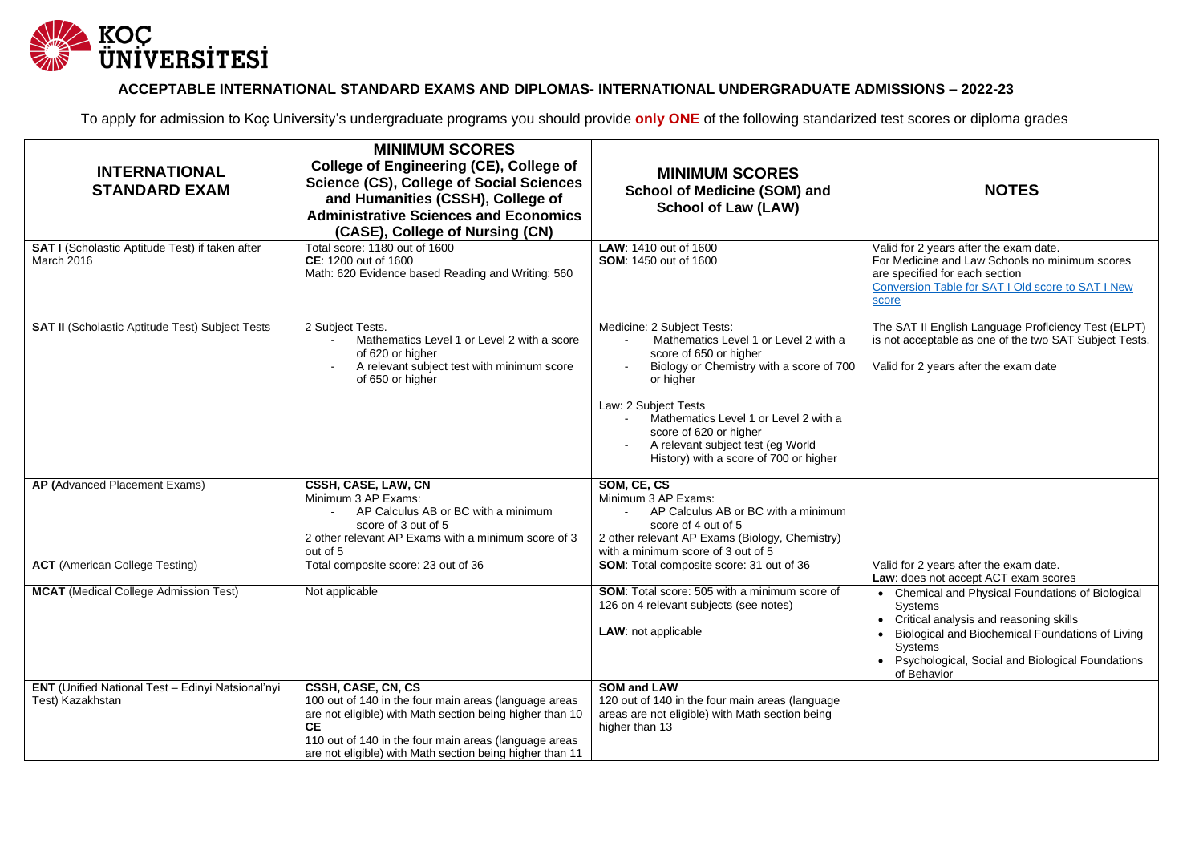**KOÇ ÜNİVERSİTESİ**

## ACCEPTABLE INTERNATIONAL STANDARD EXAMS AND DIPLOMAS- INTERNATIONAL UNDERGRADUATE ADMISSIONS – 2022-23

To apply for admission to Koç University's undergraduate programs you should provide **only ONE** of the following standarized test scores or diploma grades

| INTERNATIONAL STANDARD EXAM | MINIMUM SCORES College of Engineering (CE), College of Science (CS), College of Social Sciences and Humanities (CSSH), College of Administrative Sciences and Economics (CASE), College of Nursing (CN) | MINIMUM SCORES School of Medicine (SOM) and School of Law (LAW) | NOTES |
|---|---|---|---|
| **SAT I** (Scholastic Aptitude Test) if taken after March 2016 | Total score: 1180 out of 1600<br>**CE**: 1200 out of 1600<br>Math: 620 Evidence based Reading and Writing: 560 | **LAW**: 1410 out of 1600<br>**SOM**: 1450 out of 1600 | Valid for 2 years after the exam date.<br>For Medicine and Law Schools no minimum scores are specified for each section<br>Conversion Table for SAT I Old score to SAT I New score |
| **SAT II** (Scholastic Aptitude Test) Subject Tests | 2 Subject Tests.<br>- Mathematics Level 1 or Level 2 with a score of 620 or higher<br>- A relevant subject test with minimum score of 650 or higher | Medicine: 2 Subject Tests:<br>- Mathematics Level 1 or Level 2 with a score of 650 or higher<br>- Biology or Chemistry with a score of 700 or higher<br><br>Law: 2 Subject Tests<br>- Mathematics Level 1 or Level 2 with a score of 620 or higher<br>- A relevant subject test (eg World History) with a score of 700 or higher | The SAT II English Language Proficiency Test (ELPT) is not acceptable as one of the two SAT Subject Tests.<br><br>Valid for 2 years after the exam date |
| **AP** (Advanced Placement Exams) | **CSSH, CASE, LAW, CN**<br>Minimum 3 AP Exams:<br>- AP Calculus AB or BC with a minimum score of 3 out of 5<br>2 other relevant AP Exams with a minimum score of 3 out of 5 | **SOM, CE, CS**<br>Minimum 3 AP Exams:<br>- AP Calculus AB or BC with a minimum score of 4 out of 5<br>2 other relevant AP Exams (Biology, Chemistry) with a minimum score of 3 out of 5 | |
| **ACT** (American College Testing) | Total composite score: 23 out of 36 | **SOM**: Total composite score: 31 out of 36 | Valid for 2 years after the exam date.<br>**Law**: does not accept ACT exam scores |
| **MCAT** (Medical College Admission Test) | Not applicable | **SOM**: Total score: 505 with a minimum score of 126 on 4 relevant subjects (see notes)<br><br>**LAW**: not applicable | • Chemical and Physical Foundations of Biological Systems<br>• Critical analysis and reasoning skills<br>• Biological and Biochemical Foundations of Living Systems<br>• Psychological, Social and Biological Foundations of Behavior |
| **ENT** (Unified National Test – Edinyi Natsional'nyi Test) Kazakhstan | **CSSH, CASE, CN, CS**<br>100 out of 140 in the four main areas (language areas are not eligible) with Math section being higher than 10<br>**CE**<br>110 out of 140 in the four main areas (language areas are not eligible) with Math section being higher than 11 | **SOM and LAW**<br>120 out of 140 in the four main areas (language areas are not eligible) with Math section being higher than 13 | |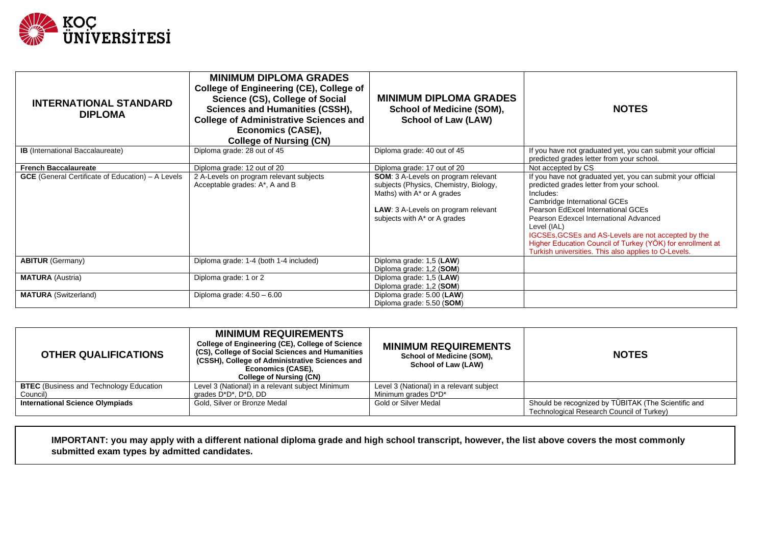| INTERNATIONAL STANDARD DIPLOMA | MINIMUM DIPLOMA GRADES College of Engineering (CE), College of Science (CS), College of Social Sciences and Humanities (CSSH), College of Administrative Sciences and Economics (CASE), College of Nursing (CN) | MINIMUM DIPLOMA GRADES School of Medicine (SOM), School of Law (LAW) | NOTES |
|---|---|---|---|
| **IB** (International Baccalaureate) | Diploma grade: 28 out of 45 | Diploma grade: 40 out of 45 | If you have not graduated yet, you can submit your official predicted grades letter from your school. |
| **French Baccalaureate** | Diploma grade: 12 out of 20 | Diploma grade: 17 out of 20 | Not accepted by CS |
| **GCE** (General Certificate of Education) – A Levels | 2 A-Levels on program relevant subjects<br>Acceptable grades: A*, A and B | **SOM**: 3 A-Levels on program relevant subjects (Physics, Chemistry, Biology, Maths) with A* or A grades<br><br>**LAW**: 3 A-Levels on program relevant subjects with A* or A grades | If you have not graduated yet, you can submit your official predicted grades letter from your school.<br>Includes:<br>Cambridge International GCEs<br>Pearson EdExcel International GCEs<br>Pearson Edexcel International Advanced Level (IAL)<br>IGCSEs,GCSEs and AS-Levels are not accepted by the Higher Education Council of Turkey (YÖK) for enrollment at Turkish universities. This also applies to O-Levels. |
| **ABITUR** (Germany) | Diploma grade: 1-4 (both 1-4 included) | Diploma grade: 1,5 (**LAW**)<br>Diploma grade: 1,2 (**SOM**) | |
| **MATURA** (Austria) | Diploma grade: 1 or 2 | Diploma grade: 1,5 (**LAW**)<br>Diploma grade: 1,2 (**SOM**) | |
| **MATURA** (Switzerland) | Diploma grade: 4.50 – 6.00 | Diploma grade: 5.00 (**LAW**)<br>Diploma grade: 5.50 (**SOM**) | |

| OTHER QUALIFICATIONS | MINIMUM REQUIREMENTS College of Engineering (CE), College of Science (CS), College of Social Sciences and Humanities (CSSH), College of Administrative Sciences and Economics (CASE), College of Nursing (CN) | MINIMUM REQUIREMENTS School of Medicine (SOM), School of Law (LAW) | NOTES |
|---|---|---|---|
| **BTEC** (Business and Technology Education Council) | Level 3 (National) in a relevant subject Minimum grades D*D*, D*D, DD | Level 3 (National) in a relevant subject Minimum grades D*D* | |
| **International Science Olympiads** | Gold, Silver or Bronze Medal | Gold or Silver Medal | Should be recognized by TÜBITAK (The Scientific and Technological Research Council of Turkey) |

**IMPORTANT: you may apply with a different national diploma grade and high school transcript, however, the list above covers the most commonly submitted exam types by admitted candidates.**